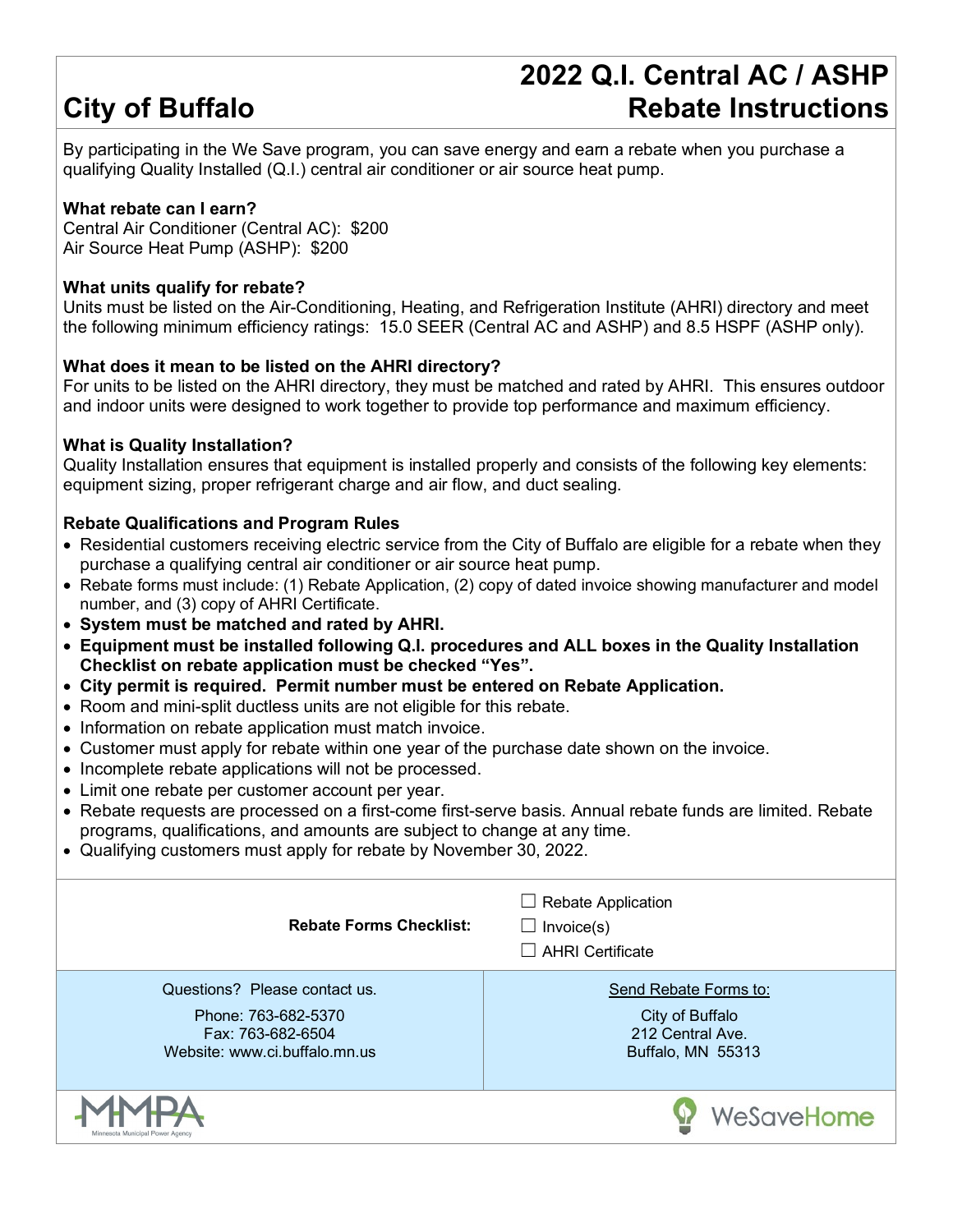# City of Buffalo

# 2022 Q.I. Central AC / ASHP Rebate Instructions

By participating in the We Save program, you can save energy and earn a rebate when you purchase a qualifying Quality Installed (Q.I.) central air conditioner or air source heat pump.

**What rebate can I earn?**
Central Air Conditioner (Central AC): $200
Air Source Heat Pump (ASHP): $200

**What units qualify for rebate?**
Units must be listed on the Air-Conditioning, Heating, and Refrigeration Institute (AHRI) directory and meet the following minimum efficiency ratings: 15.0 SEER (Central AC and ASHP) and 8.5 HSPF (ASHP only).

**What does it mean to be listed on the AHRI directory?**
For units to be listed on the AHRI directory, they must be matched and rated by AHRI. This ensures outdoor and indoor units were designed to work together to provide top performance and maximum efficiency.

**What is Quality Installation?**
Quality Installation ensures that equipment is installed properly and consists of the following key elements: equipment sizing, proper refrigerant charge and air flow, and duct sealing.

**Rebate Qualifications and Program Rules**

- Residential customers receiving electric service from the City of Buffalo are eligible for a rebate when they purchase a qualifying central air conditioner or air source heat pump.
- Rebate forms must include: (1) Rebate Application, (2) copy of dated invoice showing manufacturer and model number, and (3) copy of AHRI Certificate.
- **System must be matched and rated by AHRI.**
- **Equipment must be installed following Q.I. procedures and ALL boxes in the Quality Installation Checklist on rebate application must be checked "Yes".**
- **City permit is required. Permit number must be entered on Rebate Application.**
- Room and mini-split ductless units are not eligible for this rebate.
- Information on rebate application must match invoice.
- Customer must apply for rebate within one year of the purchase date shown on the invoice.
- Incomplete rebate applications will not be processed.
- Limit one rebate per customer account per year.
- Rebate requests are processed on a first-come first-serve basis. Annual rebate funds are limited. Rebate programs, qualifications, and amounts are subject to change at any time.
- Qualifying customers must apply for rebate by November 30, 2022.

**Rebate Forms Checklist:**

- ☐ Rebate Application
- ☐ Invoice(s)
- ☐ AHRI Certificate

Questions? Please contact us.

Phone: 763-682-5370
Fax: 763-682-6504
Website: www.ci.buffalo.mn.us

Send Rebate Forms to:

City of Buffalo
212 Central Ave.
Buffalo, MN 55313

MMPA Minnesota Municipal Power Agency

WeSaveHome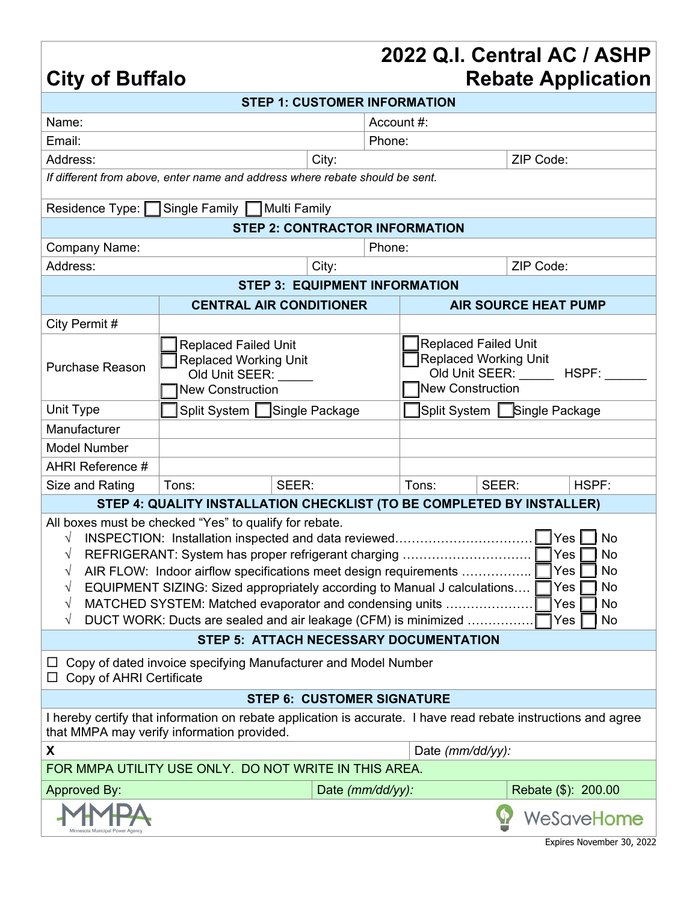# City of Buffalo

# 2022 Q.I. Central AC / ASHP Rebate Application

## STEP 1: CUSTOMER INFORMATION

| | | |
|---|---|---|
| Name: | Account #: | |
| Email: | Phone: | |
| Address: | City: | ZIP Code: |

*If different from above, enter name and address where rebate should be sent.*

Residence Type: ☐ Single Family ☐ Multi Family

## STEP 2: CONTRACTOR INFORMATION

| | | |
|---|---|---|
| Company Name: | Phone: | |
| Address: | City: | ZIP Code: |

## STEP 3: EQUIPMENT INFORMATION

| | CENTRAL AIR CONDITIONER | | AIR SOURCE HEAT PUMP | | |
|---|---|---|---|---|---|
| City Permit # | | | | | |
| Purchase Reason | ☐ Replaced Failed Unit<br>☐ Replaced Working Unit<br>Old Unit SEER: _____<br>☐ New Construction | | ☐ Replaced Failed Unit<br>☐ Replaced Working Unit<br>Old Unit SEER: _____ HSPF: ______<br>☐ New Construction | | |
| Unit Type | ☐ Split System ☐ Single Package | | ☐ Split System ☐ Single Package | | |
| Manufacturer | | | | | |
| Model Number | | | | | |
| AHRI Reference # | | | | | |
| Size and Rating | Tons: | SEER: | Tons: | SEER: | HSPF: |

## STEP 4: QUALITY INSTALLATION CHECKLIST (TO BE COMPLETED BY INSTALLER)

All boxes must be checked "Yes" to qualify for rebate.

- √ INSPECTION: Installation inspected and data reviewed................................ ☐ Yes ☐ No
- √ REFRIGERANT: System has proper refrigerant charging .............................. ☐ Yes ☐ No
- √ AIR FLOW: Indoor airflow specifications meet design requirements ................ ☐ Yes ☐ No
- √ EQUIPMENT SIZING: Sized appropriately according to Manual J calculations.... ☐ Yes ☐ No
- √ MATCHED SYSTEM: Matched evaporator and condensing units ..................... ☐ Yes ☐ No
- √ DUCT WORK: Ducts are sealed and air leakage (CFM) is minimized ................ ☐ Yes ☐ No

## STEP 5: ATTACH NECESSARY DOCUMENTATION

- ☐ Copy of dated invoice specifying Manufacturer and Model Number
- ☐ Copy of AHRI Certificate

## STEP 6: CUSTOMER SIGNATURE

I hereby certify that information on rebate application is accurate. I have read rebate instructions and agree that MMPA may verify information provided.

| | |
|---|---|
| X | Date *(mm/dd/yy)*: |

FOR MMPA UTILITY USE ONLY. DO NOT WRITE IN THIS AREA.

| | | |
|---|---|---|
| Approved By: | Date *(mm/dd/yy)*: | Rebate ($): 200.00 |

MMPA Minnesota Municipal Power Agency

WeSaveHome

Expires November 30, 2022